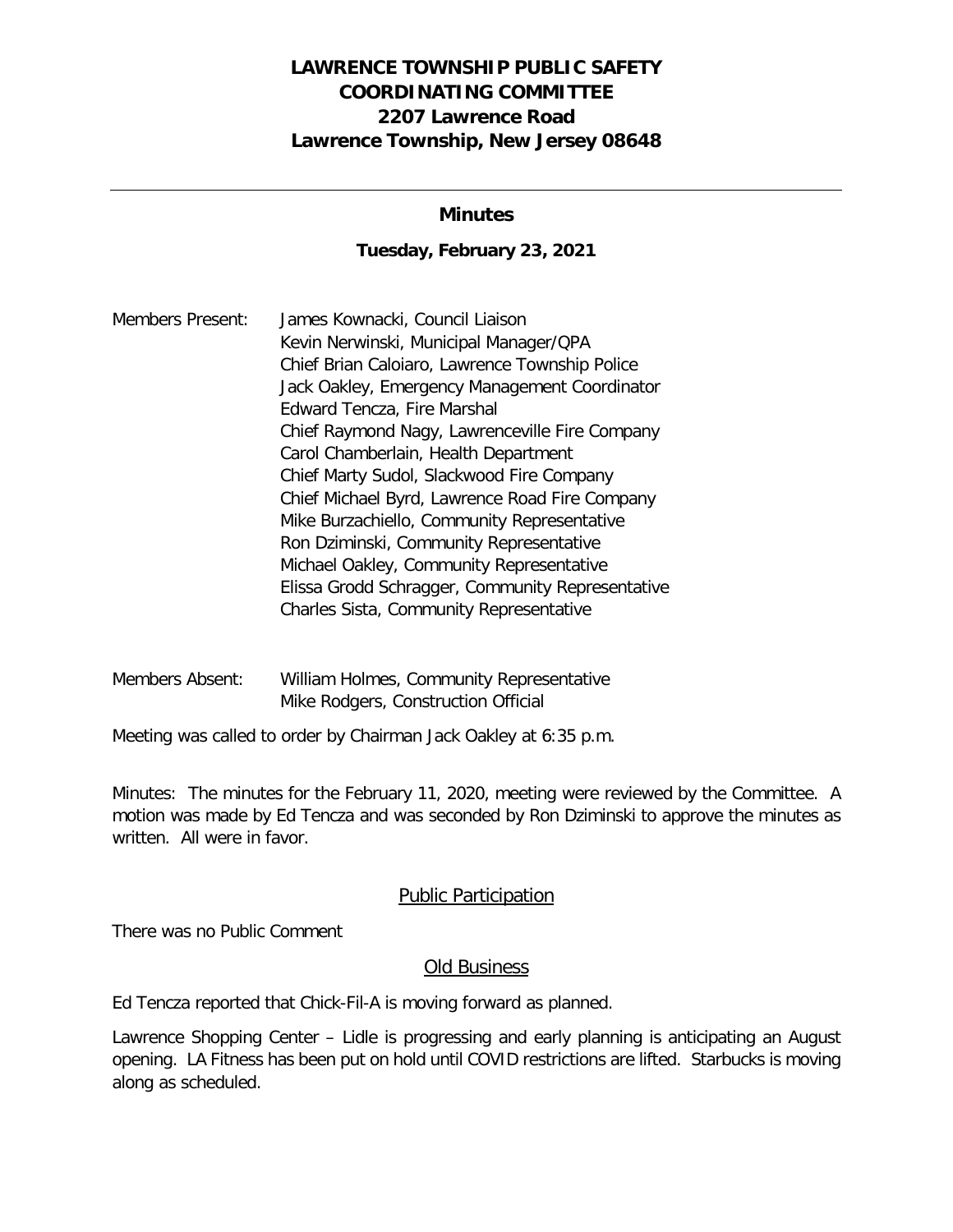# LAWRENCE TOWNSHIP PUBLIC SAFETY COORDINATING COMMITTEE
## 2207 Lawrence Road
## Lawrence Township, New Jersey 08648

---

### Minutes

### Tuesday, February 23, 2021

Members Present:
- James Kownacki, Council Liaison
- Kevin Nerwinski, Municipal Manager/QPA
- Chief Brian Caloiaro, Lawrence Township Police
- Jack Oakley, Emergency Management Coordinator
- Edward Tencza, Fire Marshal
- Chief Raymond Nagy, Lawrenceville Fire Company
- Carol Chamberlain, Health Department
- Chief Marty Sudol, Slackwood Fire Company
- Chief Michael Byrd, Lawrence Road Fire Company
- Mike Burzachiello, Community Representative
- Ron Dziminski, Community Representative
- Michael Oakley, Community Representative
- Elissa Grodd Schragger, Community Representative
- Charles Sista, Community Representative

Members Absent:
- William Holmes, Community Representative
- Mike Rodgers, Construction Official

Meeting was called to order by Chairman Jack Oakley at 6:35 p.m.

Minutes: The minutes for the February 11, 2020, meeting were reviewed by the Committee. A motion was made by Ed Tencza and was seconded by Ron Dziminski to approve the minutes as written. All were in favor.

## Public Participation

There was no Public Comment

## Old Business

Ed Tencza reported that Chick-Fil-A is moving forward as planned.

Lawrence Shopping Center – Lidle is progressing and early planning is anticipating an August opening. LA Fitness has been put on hold until COVID restrictions are lifted. Starbucks is moving along as scheduled.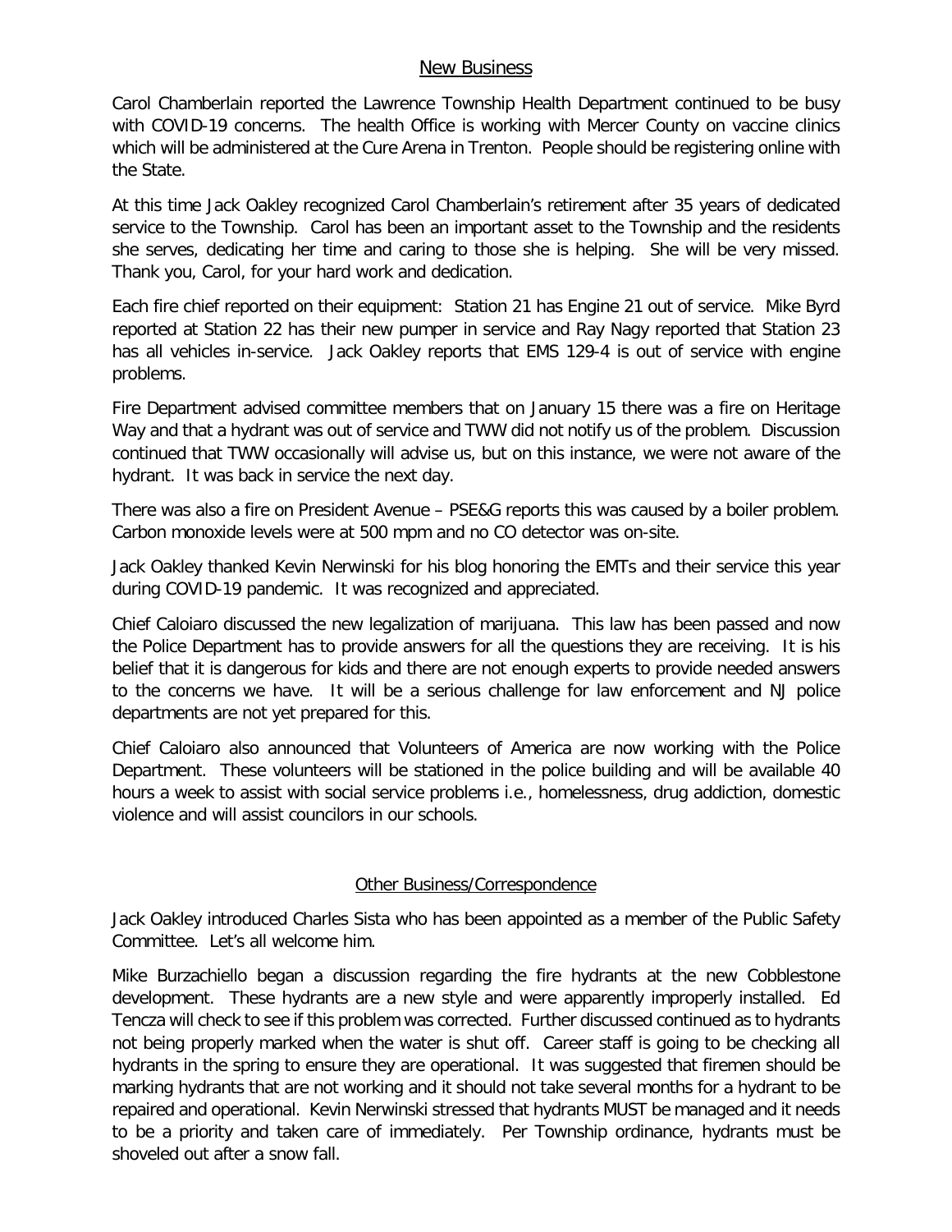## New Business

Carol Chamberlain reported the Lawrence Township Health Department continued to be busy with COVID-19 concerns. The health Office is working with Mercer County on vaccine clinics which will be administered at the Cure Arena in Trenton. People should be registering online with the State.

At this time Jack Oakley recognized Carol Chamberlain's retirement after 35 years of dedicated service to the Township. Carol has been an important asset to the Township and the residents she serves, dedicating her time and caring to those she is helping. She will be very missed. Thank you, Carol, for your hard work and dedication.

Each fire chief reported on their equipment: Station 21 has Engine 21 out of service. Mike Byrd reported at Station 22 has their new pumper in service and Ray Nagy reported that Station 23 has all vehicles in-service. Jack Oakley reports that EMS 129-4 is out of service with engine problems.

Fire Department advised committee members that on January 15 there was a fire on Heritage Way and that a hydrant was out of service and TWW did not notify us of the problem. Discussion continued that TWW occasionally will advise us, but on this instance, we were not aware of the hydrant. It was back in service the next day.

There was also a fire on President Avenue – PSE&G reports this was caused by a boiler problem. Carbon monoxide levels were at 500 mpm and no CO detector was on-site.

Jack Oakley thanked Kevin Nerwinski for his blog honoring the EMTs and their service this year during COVID-19 pandemic. It was recognized and appreciated.

Chief Caloiaro discussed the new legalization of marijuana. This law has been passed and now the Police Department has to provide answers for all the questions they are receiving. It is his belief that it is dangerous for kids and there are not enough experts to provide needed answers to the concerns we have. It will be a serious challenge for law enforcement and NJ police departments are not yet prepared for this.

Chief Caloiaro also announced that Volunteers of America are now working with the Police Department. These volunteers will be stationed in the police building and will be available 40 hours a week to assist with social service problems i.e., homelessness, drug addiction, domestic violence and will assist councilors in our schools.

## Other Business/Correspondence

Jack Oakley introduced Charles Sista who has been appointed as a member of the Public Safety Committee. Let's all welcome him.

Mike Burzachiello began a discussion regarding the fire hydrants at the new Cobblestone development. These hydrants are a new style and were apparently improperly installed. Ed Tencza will check to see if this problem was corrected. Further discussed continued as to hydrants not being properly marked when the water is shut off. Career staff is going to be checking all hydrants in the spring to ensure they are operational. It was suggested that firemen should be marking hydrants that are not working and it should not take several months for a hydrant to be repaired and operational. Kevin Nerwinski stressed that hydrants MUST be managed and it needs to be a priority and taken care of immediately. Per Township ordinance, hydrants must be shoveled out after a snow fall.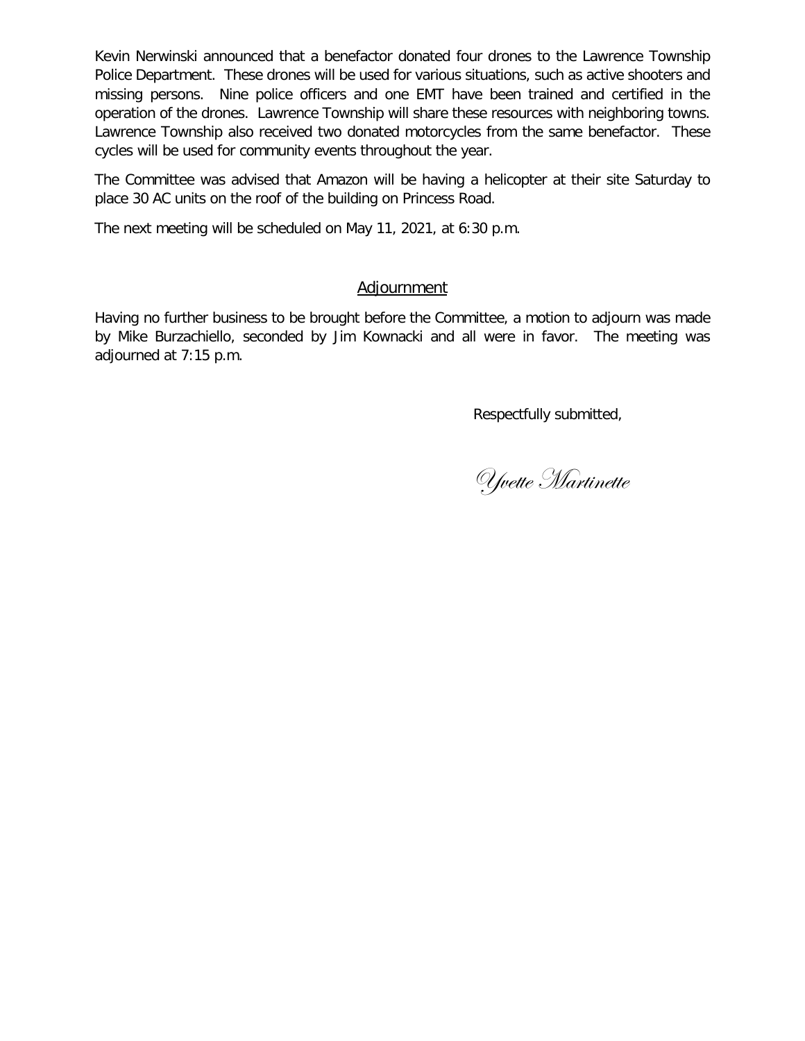Kevin Nerwinski announced that a benefactor donated four drones to the Lawrence Township Police Department. These drones will be used for various situations, such as active shooters and missing persons. Nine police officers and one EMT have been trained and certified in the operation of the drones. Lawrence Township will share these resources with neighboring towns. Lawrence Township also received two donated motorcycles from the same benefactor. These cycles will be used for community events throughout the year.

The Committee was advised that Amazon will be having a helicopter at their site Saturday to place 30 AC units on the roof of the building on Princess Road.

The next meeting will be scheduled on May 11, 2021, at 6:30 p.m.

## Adjournment

Having no further business to be brought before the Committee, a motion to adjourn was made by Mike Burzachiello, seconded by Jim Kownacki and all were in favor. The meeting was adjourned at 7:15 p.m.

Respectfully submitted,

*Yvette Martinette*